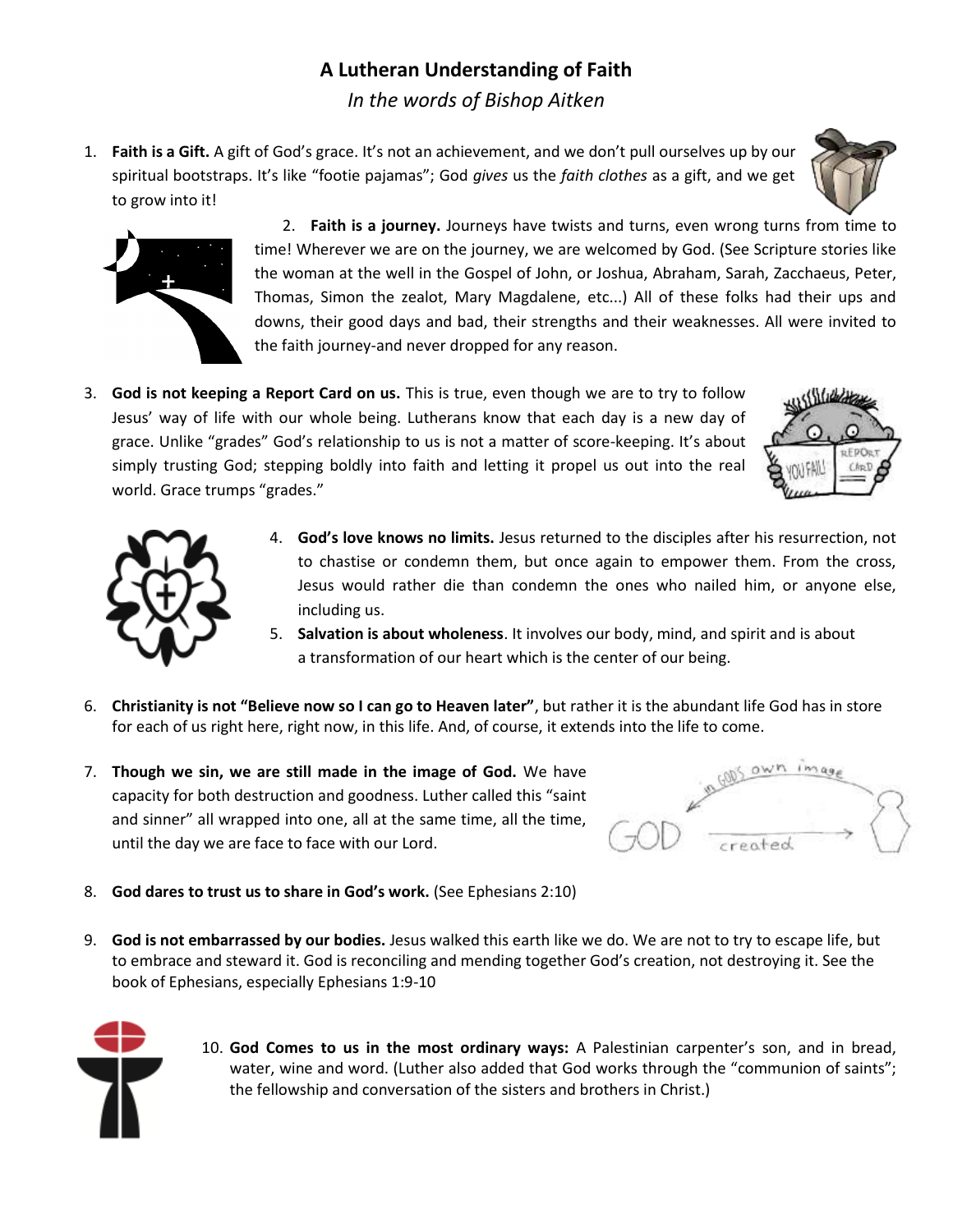# A Lutheran Understanding of Faith

*In the words of Bishop Aitken*

1. **Faith is a Gift.** A gift of God's grace. It's not an achievement, and we don't pull ourselves up by our spiritual bootstraps. It's like "footie pajamas"; God *gives* us the *faith clothes* as a gift, and we get to grow into it!

2. **Faith is a journey.** Journeys have twists and turns, even wrong turns from time to time! Wherever we are on the journey, we are welcomed by God. (See Scripture stories like the woman at the well in the Gospel of John, or Joshua, Abraham, Sarah, Zacchaeus, Peter, Thomas, Simon the zealot, Mary Magdalene, etc...) All of these folks had their ups and downs, their good days and bad, their strengths and their weaknesses. All were invited to the faith journey-and never dropped for any reason.

3. **God is not keeping a Report Card on us.** This is true, even though we are to try to follow Jesus' way of life with our whole being. Lutherans know that each day is a new day of grace. Unlike "grades" God's relationship to us is not a matter of score-keeping. It's about simply trusting God; stepping boldly into faith and letting it propel us out into the real world. Grace trumps "grades."

4. **God's love knows no limits.** Jesus returned to the disciples after his resurrection, not to chastise or condemn them, but once again to empower them. From the cross, Jesus would rather die than condemn the ones who nailed him, or anyone else, including us.

5. **Salvation is about wholeness**. It involves our body, mind, and spirit and is about a transformation of our heart which is the center of our being.

6. **Christianity is not "Believe now so I can go to Heaven later"**, but rather it is the abundant life God has in store for each of us right here, right now, in this life. And, of course, it extends into the life to come.

7. **Though we sin, we are still made in the image of God.** We have capacity for both destruction and goodness. Luther called this "saint and sinner" all wrapped into one, all at the same time, all the time, until the day we are face to face with our Lord.

8. **God dares to trust us to share in God's work.** (See Ephesians 2:10)

9. **God is not embarrassed by our bodies.** Jesus walked this earth like we do. We are not to try to escape life, but to embrace and steward it. God is reconciling and mending together God's creation, not destroying it. See the book of Ephesians, especially Ephesians 1:9-10

10. **God Comes to us in the most ordinary ways:** A Palestinian carpenter's son, and in bread, water, wine and word. (Luther also added that God works through the "communion of saints"; the fellowship and conversation of the sisters and brothers in Christ.)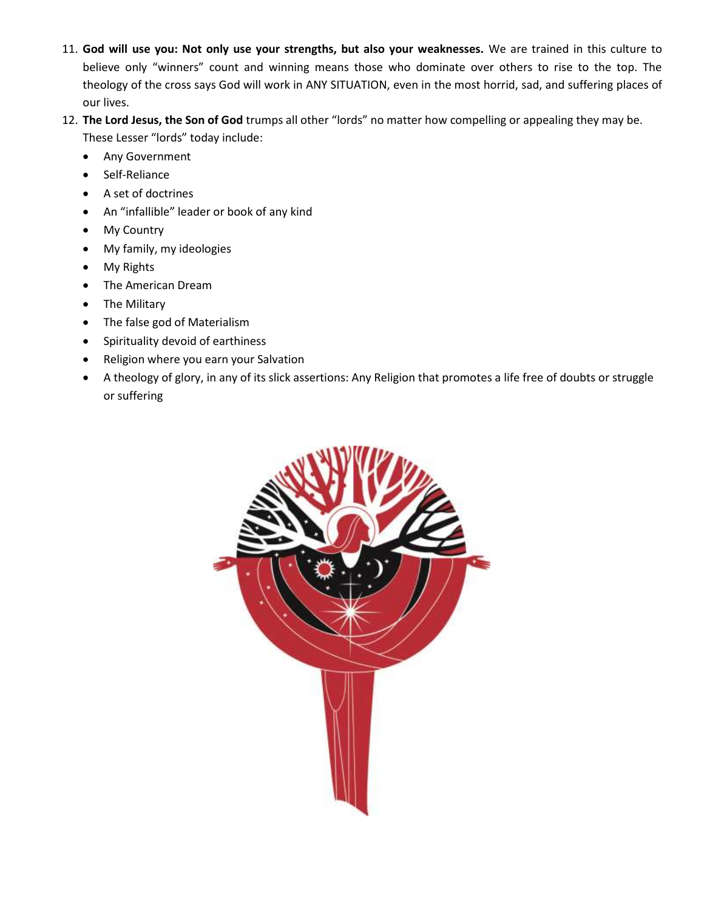11. **God will use you: Not only use your strengths, but also your weaknesses.** We are trained in this culture to believe only "winners" count and winning means those who dominate over others to rise to the top. The theology of the cross says God will work in ANY SITUATION, even in the most horrid, sad, and suffering places of our lives.
12. **The Lord Jesus, the Son of God** trumps all other "lords" no matter how compelling or appealing they may be. These Lesser "lords" today include:
    - Any Government
    - Self-Reliance
    - A set of doctrines
    - An "infallible" leader or book of any kind
    - My Country
    - My family, my ideologies
    - My Rights
    - The American Dream
    - The Military
    - The false god of Materialism
    - Spirituality devoid of earthiness
    - Religion where you earn your Salvation
    - A theology of glory, in any of its slick assertions: Any Religion that promotes a life free of doubts or struggle or suffering